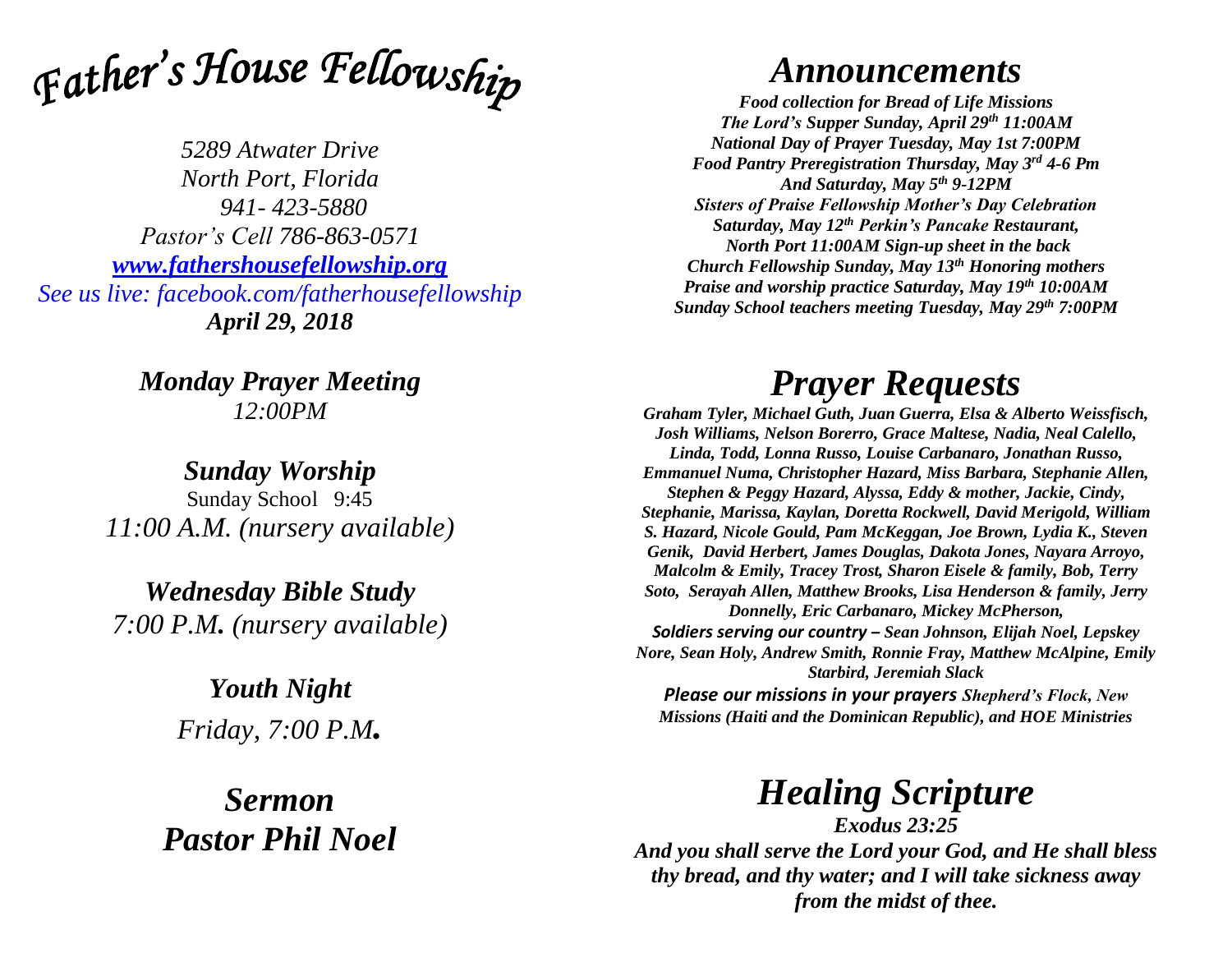# *Father's House Fellowship*

*5289 Atwater Drive*
*North Port, Florida*
*941- 423-5880*
*Pastor's Cell 786-863-0571*
*[www.fathershousefellowship.org](http://www.fathershousefellowship.org)*
*See us live: facebook.com/fatherhousefellowship*
***April 29, 2018***

***Monday Prayer Meeting***
*12:00PM*

***Sunday Worship***
Sunday School 9:45
*11:00 A.M. (nursery available)*

***Wednesday Bible Study***
*7:00 P.M. (nursery available)*

***Youth Night***
*Friday, 7:00 P.M.*

## *Sermon*
## *Pastor Phil Noel*

# *Announcements*

***Food collection for Bread of Life Missions***
***The Lord's Supper Sunday, April 29th 11:00AM***
***National Day of Prayer Tuesday, May 1st 7:00PM***
***Food Pantry Preregistration Thursday, May 3rd 4-6 Pm***
***And Saturday, May 5th 9-12PM***
***Sisters of Praise Fellowship Mother's Day Celebration***
***Saturday, May 12th Perkin's Pancake Restaurant,***
***North Port 11:00AM Sign-up sheet in the back***
***Church Fellowship Sunday, May 13th Honoring mothers***
***Praise and worship practice Saturday, May 19th 10:00AM***
***Sunday School teachers meeting Tuesday, May 29th 7:00PM***

# *Prayer Requests*

***Graham Tyler, Michael Guth, Juan Guerra, Elsa & Alberto Weissfisch, Josh Williams, Nelson Borerro, Grace Maltese, Nadia, Neal Calello, Linda, Todd, Lonna Russo, Louise Carbanaro, Jonathan Russo, Emmanuel Numa, Christopher Hazard, Miss Barbara, Stephanie Allen, Stephen & Peggy Hazard, Alyssa, Eddy & mother, Jackie, Cindy, Stephanie, Marissa, Kaylan, Doretta Rockwell, David Merigold, William S. Hazard, Nicole Gould, Pam McKeggan, Joe Brown, Lydia K., Steven Genik, David Herbert, James Douglas, Dakota Jones, Nayara Arroyo, Malcolm & Emily, Tracey Trost, Sharon Eisele & family, Bob, Terry Soto, Serayah Allen, Matthew Brooks, Lisa Henderson & family, Jerry Donnelly, Eric Carbanaro, Mickey McPherson,***
***Soldiers serving our country – Sean Johnson, Elijah Noel, Lepskey Nore, Sean Holy, Andrew Smith, Ronnie Fray, Matthew McAlpine, Emily Starbird, Jeremiah Slack***
***Please our missions in your prayers Shepherd's Flock, New Missions (Haiti and the Dominican Republic), and HOE Ministries***

# *Healing Scripture*

***Exodus 23:25***
***And you shall serve the Lord your God, and He shall bless thy bread, and thy water; and I will take sickness away from the midst of thee.***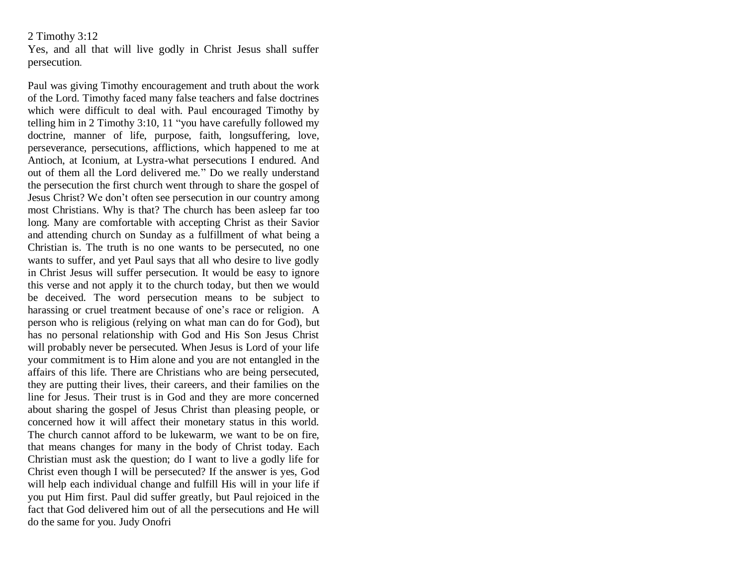2 Timothy 3:12

Yes, and all that will live godly in Christ Jesus shall suffer persecution.

Paul was giving Timothy encouragement and truth about the work of the Lord. Timothy faced many false teachers and false doctrines which were difficult to deal with. Paul encouraged Timothy by telling him in 2 Timothy 3:10, 11 "you have carefully followed my doctrine, manner of life, purpose, faith, longsuffering, love, perseverance, persecutions, afflictions, which happened to me at Antioch, at Iconium, at Lystra-what persecutions I endured. And out of them all the Lord delivered me." Do we really understand the persecution the first church went through to share the gospel of Jesus Christ? We don't often see persecution in our country among most Christians. Why is that? The church has been asleep far too long. Many are comfortable with accepting Christ as their Savior and attending church on Sunday as a fulfillment of what being a Christian is. The truth is no one wants to be persecuted, no one wants to suffer, and yet Paul says that all who desire to live godly in Christ Jesus will suffer persecution. It would be easy to ignore this verse and not apply it to the church today, but then we would be deceived. The word persecution means to be subject to harassing or cruel treatment because of one's race or religion. A person who is religious (relying on what man can do for God), but has no personal relationship with God and His Son Jesus Christ will probably never be persecuted. When Jesus is Lord of your life your commitment is to Him alone and you are not entangled in the affairs of this life. There are Christians who are being persecuted, they are putting their lives, their careers, and their families on the line for Jesus. Their trust is in God and they are more concerned about sharing the gospel of Jesus Christ than pleasing people, or concerned how it will affect their monetary status in this world. The church cannot afford to be lukewarm, we want to be on fire, that means changes for many in the body of Christ today. Each Christian must ask the question; do I want to live a godly life for Christ even though I will be persecuted? If the answer is yes, God will help each individual change and fulfill His will in your life if you put Him first. Paul did suffer greatly, but Paul rejoiced in the fact that God delivered him out of all the persecutions and He will do the same for you. Judy Onofri